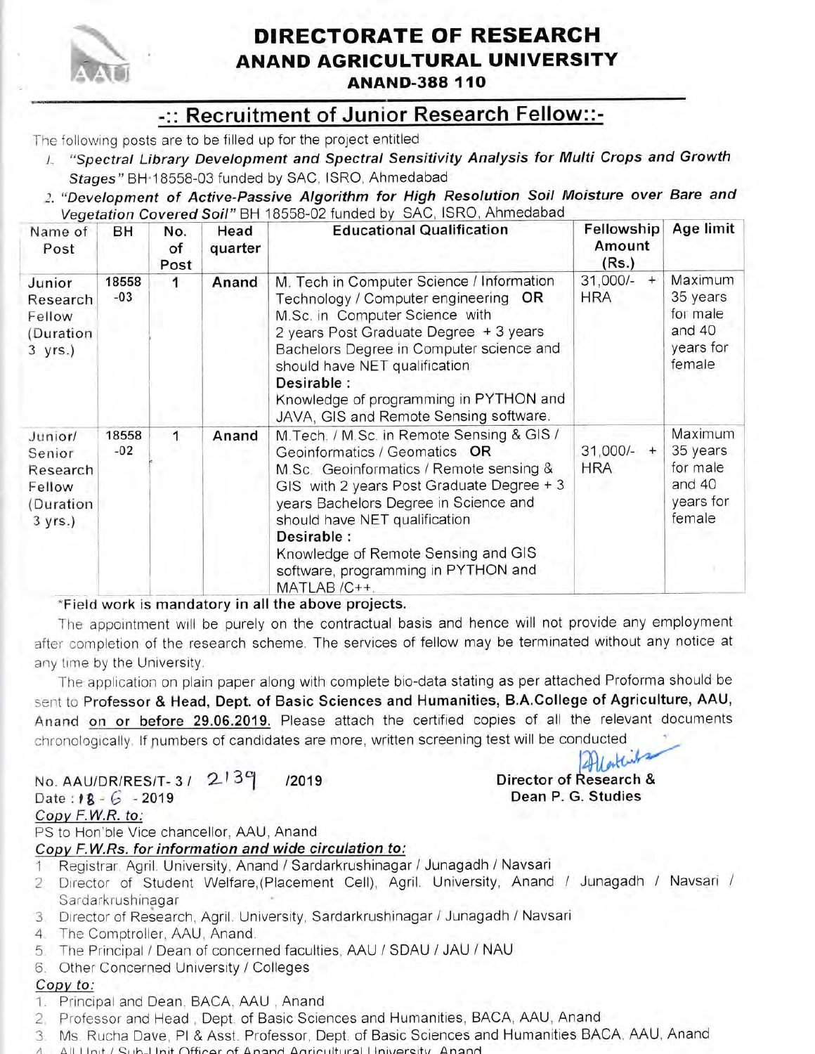# DIRECTORATE OF RESEARCH
# ANAND AGRICULTURAL UNIVERSITY
### ANAND-388 110

## -:: Recruitment of Junior Research Fellow::-

The following posts are to be filled up for the project entitled

1. ***"Spectral Library Development and Spectral Sensitivity Analysis for Multi Crops and Growth Stages"*** BH-18558-03 funded by SAC, ISRO, Ahmedabad
2. ***"Development of Active-Passive Algorithm for High Resolution Soil Moisture over Bare and Vegetation Covered Soil"*** BH 18558-02 funded by SAC, ISRO, Ahmedabad

| Name of Post | BH | No. of Post | Head quarter | Educational Qualification | Fellowship Amount (Rs.) | Age limit |
|---|---|---|---|---|---|---|
| Junior Research Fellow (Duration 3 yrs.) | 18558 -03 | 1 | Anand | M. Tech in Computer Science / Information Technology / Computer engineering **OR** M.Sc. in Computer Science with 2 years Post Graduate Degree + 3 years Bachelors Degree in Computer science and should have NET qualification **Desirable :** Knowledge of programming in PYTHON and JAVA, GIS and Remote Sensing software. | 31,000/- + HRA | Maximum 35 years for male and 40 years for female |
| Junior/ Senior Research Fellow (Duration 3 yrs.) | 18558 -02 | 1 | Anand | M.Tech. / M.Sc. in Remote Sensing & GIS / Geoinformatics / Geomatics **OR** M.Sc. Geoinformatics / Remote sensing & GIS with 2 years Post Graduate Degree + 3 years Bachelors Degree in Science and should have NET qualification **Desirable :** Knowledge of Remote Sensing and GIS software, programming in PYTHON and MATLAB /C++. | 31,000/- + HRA | Maximum 35 years for male and 40 years for female |

***Field work is mandatory in all the above projects.**

The appointment will be purely on the contractual basis and hence will not provide any employment after completion of the research scheme. The services of fellow may be terminated without any notice at any time by the University.

The application on plain paper along with complete bio-data stating as per attached Proforma should be sent to **Professor & Head, Dept. of Basic Sciences and Humanities, B.A.College of Agriculture, AAU,** Anand <u>**on or before 29.06.2019.**</u> Please attach the certified copies of all the relevant documents chronologically. If numbers of candidates are more, written screening test will be conducted

No. AAU/DR/RES/T- 3 / 2139 /2019
Date : 18 - 6 - 2019

**Director of Research &**
**Dean P. G. Studies**

***<u>Copy F.W.R. to:</u>***

PS to Hon'ble Vice chancellor, AAU, Anand

***<u>Copy F.W.Rs. for information and wide circulation to:</u>***

1. Registrar, Agril. University, Anand / Sardarkrushinagar / Junagadh / Navsari
2. Director of Student Welfare,(Placement Cell), Agril. University, Anand / Junagadh / Navsari / Sardarkrushinagar
3. Director of Research, Agril. University, Sardarkrushinagar / Junagadh / Navsari
4. The Comptroller, AAU, Anand.
5. The Principal / Dean of concerned faculties, AAU / SDAU / JAU / NAU
6. Other Concerned University / Colleges

***<u>Copy to:</u>***

1. Principal and Dean, BACA, AAU , Anand
2. Professor and Head , Dept. of Basic Sciences and Humanities, BACA, AAU, Anand
3. Ms. Rucha Dave, PI & Asst. Professor, Dept. of Basic Sciences and Humanities BACA, AAU, Anand
4. All Unit / Sub-Unit Officer of Anand Agricultural University, Anand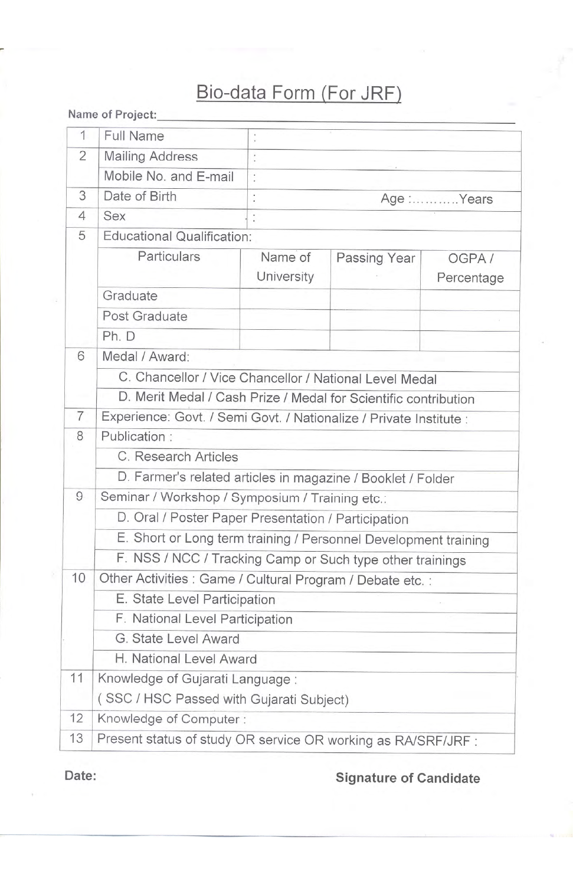# Bio-data Form (For JRF)

**Name of Project:** \_\_\_\_\_\_\_\_\_\_\_\_\_\_\_\_\_\_\_\_\_\_\_\_\_\_\_\_\_\_\_\_\_\_\_\_\_\_\_\_

| | | | | | |
|---|---|---|---|---|---|
| 1 | Full Name | : | | | |
| 2 | Mailing Address | : | | | |
| | Mobile No. and E-mail | : | | | |
| 3 | Date of Birth | : | | Age :...........Years | |
| 4 | Sex | : | | | |
| 5 | Educational Qualification: | | | | |
| | Particulars | Name of University | Passing Year | OGPA / Percentage | |
| | Graduate | | | | |
| | Post Graduate | | | | |
| | Ph. D | | | | |
| 6 | Medal / Award: | | | | |
| | C. Chancellor / Vice Chancellor / National Level Medal | | | | |
| | D. Merit Medal / Cash Prize / Medal for Scientific contribution | | | | |
| 7 | Experience: Govt. / Semi Govt. / Nationalize / Private Institute : | | | | |
| 8 | Publication : | | | | |
| | C. Research Articles | | | | |
| | D. Farmer's related articles in magazine / Booklet / Folder | | | | |
| 9 | Seminar / Workshop / Symposium / Training etc.: | | | | |
| | D. Oral / Poster Paper Presentation / Participation | | | | |
| | E. Short or Long term training / Personnel Development training | | | | |
| | F. NSS / NCC / Tracking Camp or Such type other trainings | | | | |
| 10 | Other Activities : Game / Cultural Program / Debate etc. : | | | | |
| | E. State Level Participation | | | | |
| | F. National Level Participation | | | | |
| | G. State Level Award | | | | |
| | H. National Level Award | | | | |
| 11 | Knowledge of Gujarati Language : ( SSC / HSC Passed with Gujarati Subject) | | | | |
| 12 | Knowledge of Computer : | | | | |
| 13 | Present status of study OR service OR working as RA/SRF/JRF : | | | | |

**Date:**

**Signature of Candidate**